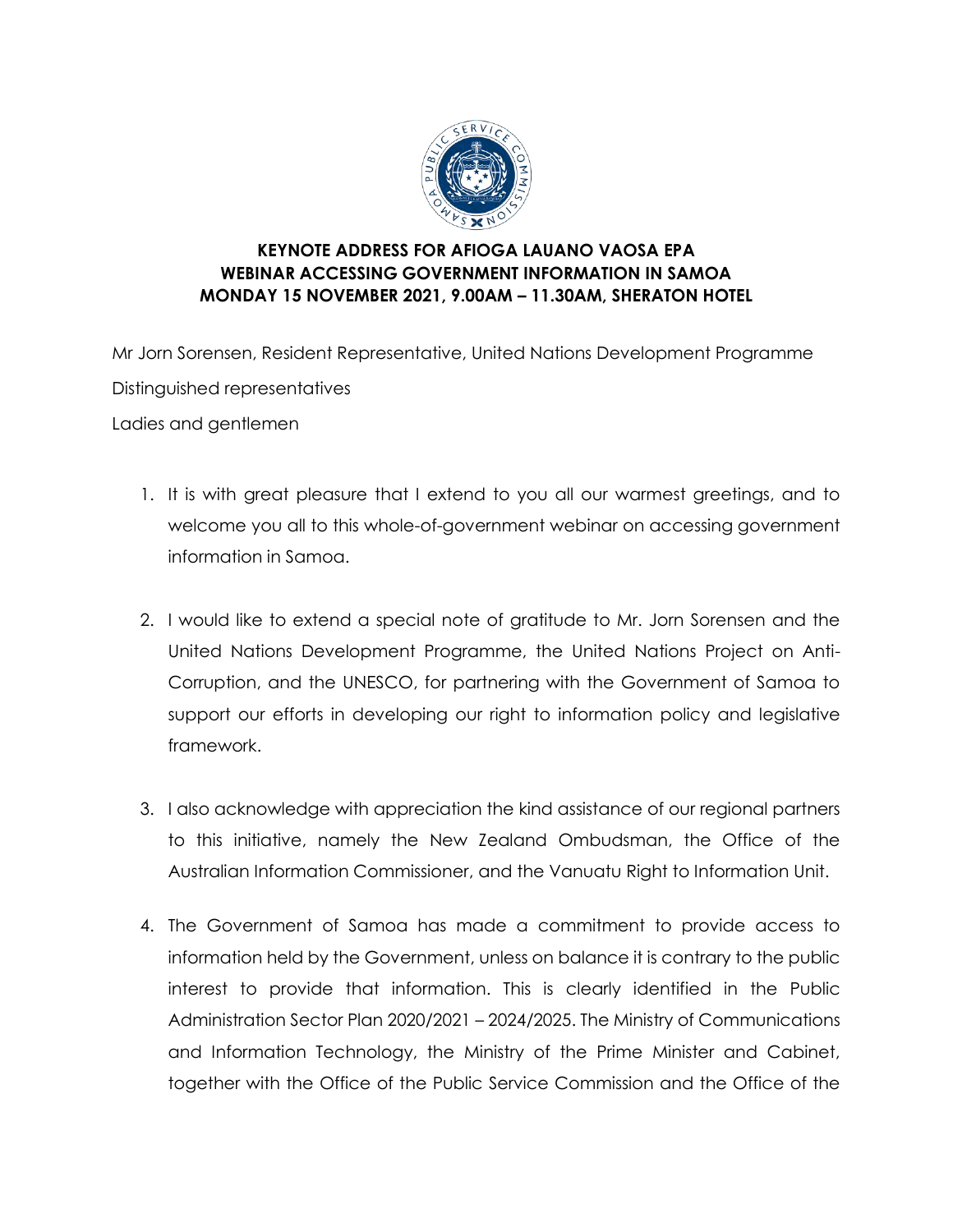**KEYNOTE ADDRESS FOR AFIOGA LAUANO VAOSA EPA**
**WEBINAR ACCESSING GOVERNMENT INFORMATION IN SAMOA**
**MONDAY 15 NOVEMBER 2021, 9.00AM – 11.30AM, SHERATON HOTEL**

Mr Jorn Sorensen, Resident Representative, United Nations Development Programme

Distinguished representatives

Ladies and gentlemen

1. It is with great pleasure that I extend to you all our warmest greetings, and to welcome you all to this whole-of-government webinar on accessing government information in Samoa.

2. I would like to extend a special note of gratitude to Mr. Jorn Sorensen and the United Nations Development Programme, the United Nations Project on Anti-Corruption, and the UNESCO, for partnering with the Government of Samoa to support our efforts in developing our right to information policy and legislative framework.

3. I also acknowledge with appreciation the kind assistance of our regional partners to this initiative, namely the New Zealand Ombudsman, the Office of the Australian Information Commissioner, and the Vanuatu Right to Information Unit.

4. The Government of Samoa has made a commitment to provide access to information held by the Government, unless on balance it is contrary to the public interest to provide that information. This is clearly identified in the Public Administration Sector Plan 2020/2021 – 2024/2025. The Ministry of Communications and Information Technology, the Ministry of the Prime Minister and Cabinet, together with the Office of the Public Service Commission and the Office of the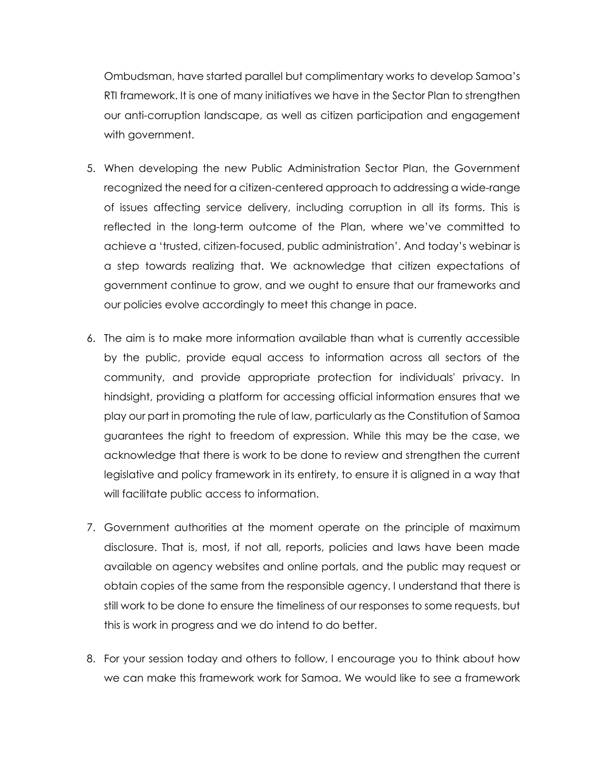Ombudsman, have started parallel but complimentary works to develop Samoa's RTI framework. It is one of many initiatives we have in the Sector Plan to strengthen our anti-corruption landscape, as well as citizen participation and engagement with government.

5. When developing the new Public Administration Sector Plan, the Government recognized the need for a citizen-centered approach to addressing a wide-range of issues affecting service delivery, including corruption in all its forms. This is reflected in the long-term outcome of the Plan, where we've committed to achieve a 'trusted, citizen-focused, public administration'. And today's webinar is a step towards realizing that. We acknowledge that citizen expectations of government continue to grow, and we ought to ensure that our frameworks and our policies evolve accordingly to meet this change in pace.

6. The aim is to make more information available than what is currently accessible by the public, provide equal access to information across all sectors of the community, and provide appropriate protection for individuals' privacy. In hindsight, providing a platform for accessing official information ensures that we play our part in promoting the rule of law, particularly as the Constitution of Samoa guarantees the right to freedom of expression. While this may be the case, we acknowledge that there is work to be done to review and strengthen the current legislative and policy framework in its entirety, to ensure it is aligned in a way that will facilitate public access to information.

7. Government authorities at the moment operate on the principle of maximum disclosure. That is, most, if not all, reports, policies and laws have been made available on agency websites and online portals, and the public may request or obtain copies of the same from the responsible agency. I understand that there is still work to be done to ensure the timeliness of our responses to some requests, but this is work in progress and we do intend to do better.

8. For your session today and others to follow, I encourage you to think about how we can make this framework work for Samoa. We would like to see a framework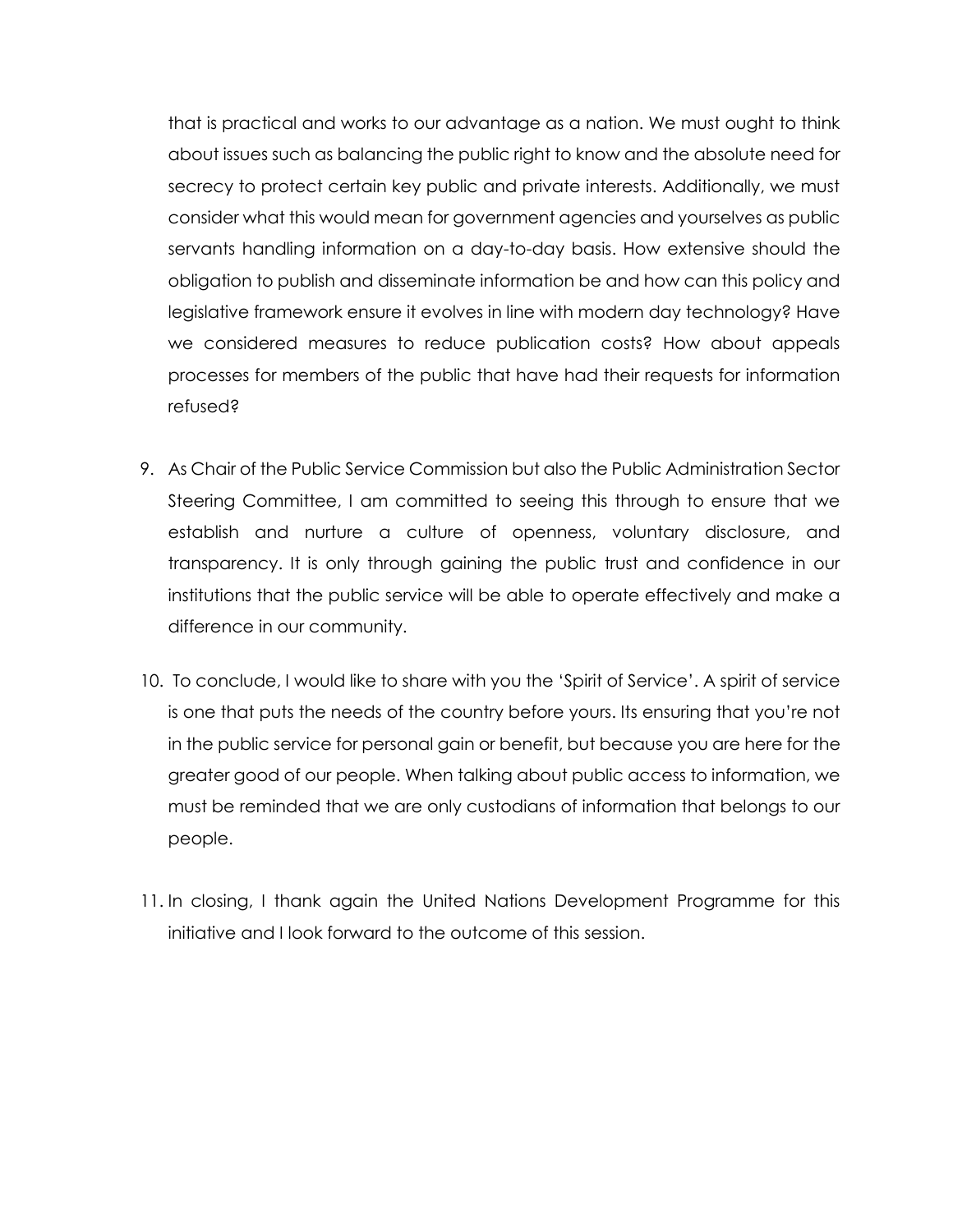that is practical and works to our advantage as a nation. We must ought to think about issues such as balancing the public right to know and the absolute need for secrecy to protect certain key public and private interests. Additionally, we must consider what this would mean for government agencies and yourselves as public servants handling information on a day-to-day basis. How extensive should the obligation to publish and disseminate information be and how can this policy and legislative framework ensure it evolves in line with modern day technology? Have we considered measures to reduce publication costs? How about appeals processes for members of the public that have had their requests for information refused?

9. As Chair of the Public Service Commission but also the Public Administration Sector Steering Committee, I am committed to seeing this through to ensure that we establish and nurture a culture of openness, voluntary disclosure, and transparency. It is only through gaining the public trust and confidence in our institutions that the public service will be able to operate effectively and make a difference in our community.

10. To conclude, I would like to share with you the 'Spirit of Service'. A spirit of service is one that puts the needs of the country before yours. Its ensuring that you're not in the public service for personal gain or benefit, but because you are here for the greater good of our people. When talking about public access to information, we must be reminded that we are only custodians of information that belongs to our people.

11. In closing, I thank again the United Nations Development Programme for this initiative and I look forward to the outcome of this session.